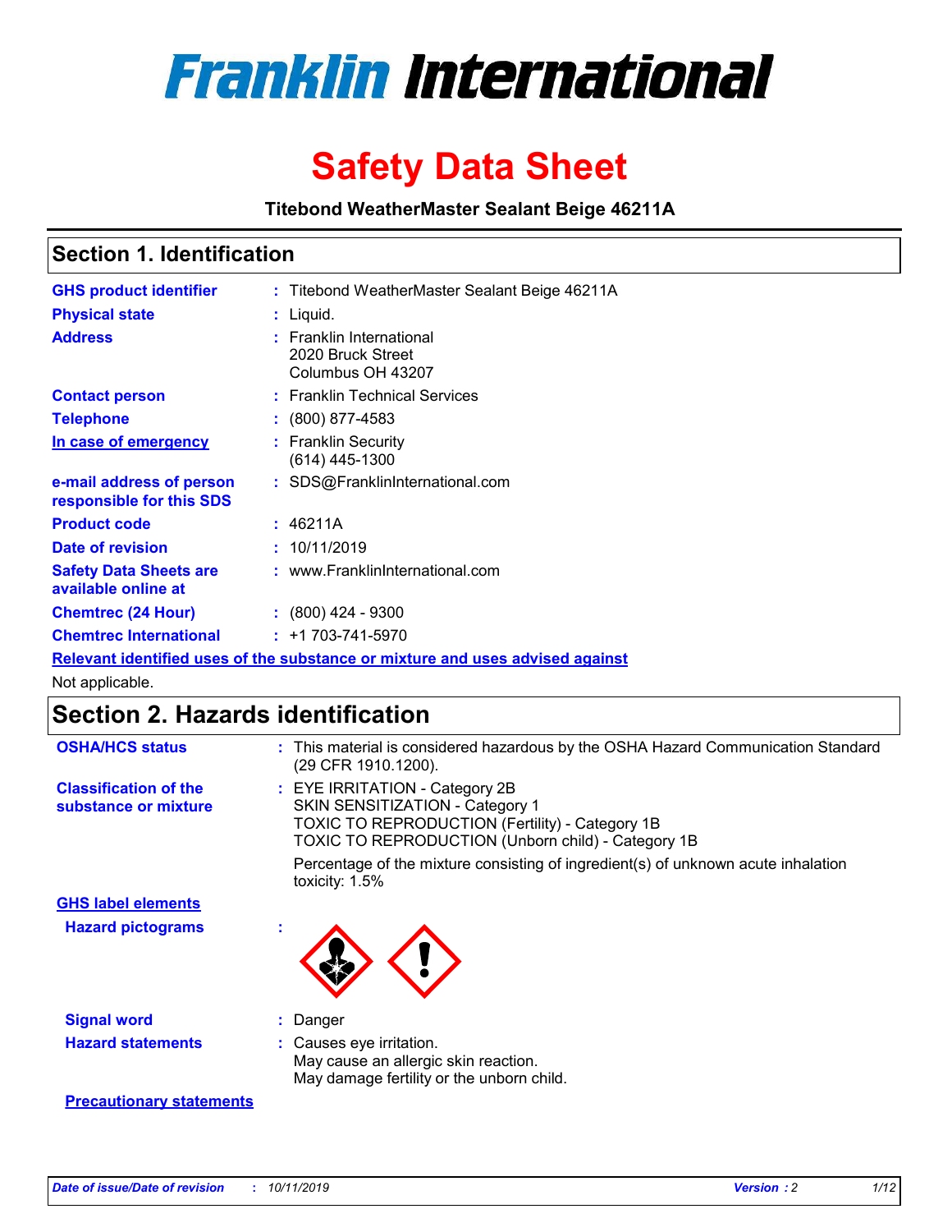# Franklin International

# Safety Data Sheet

**Titebond WeatherMaster Sealant Beige 46211A**

## Section 1. Identification

| | | |
|---|---|---|
| **GHS product identifier** | : | Titebond WeatherMaster Sealant Beige 46211A |
| **Physical state** | : | Liquid. |
| **Address** | : | Franklin International<br>2020 Bruck Street<br>Columbus OH 43207 |
| **Contact person** | : | Franklin Technical Services |
| **Telephone** | : | (800) 877-4583 |
| **In case of emergency** | : | Franklin Security<br>(614) 445-1300 |
| **e-mail address of person responsible for this SDS** | : | SDS@FranklinInternational.com |
| **Product code** | : | 46211A |
| **Date of revision** | : | 10/11/2019 |
| **Safety Data Sheets are available online at** | : | www.FranklinInternational.com |
| **Chemtrec (24 Hour)** | : | (800) 424 - 9300 |
| **Chemtrec International** | : | +1 703-741-5970 |

**Relevant identified uses of the substance or mixture and uses advised against**

Not applicable.

## Section 2. Hazards identification

| | | |
|---|---|---|
| **OSHA/HCS status** | : | This material is considered hazardous by the OSHA Hazard Communication Standard (29 CFR 1910.1200). |
| **Classification of the substance or mixture** | : | EYE IRRITATION - Category 2B<br>SKIN SENSITIZATION - Category 1<br>TOXIC TO REPRODUCTION (Fertility) - Category 1B<br>TOXIC TO REPRODUCTION (Unborn child) - Category 1B<br><br>Percentage of the mixture consisting of ingredient(s) of unknown acute inhalation toxicity: 1.5% |

**GHS label elements**

| | | |
|---|---|---|
| **Hazard pictograms** | : | |
| **Signal word** | : | Danger |
| **Hazard statements** | : | Causes eye irritation.<br>May cause an allergic skin reaction.<br>May damage fertility or the unborn child. |

**Precautionary statements**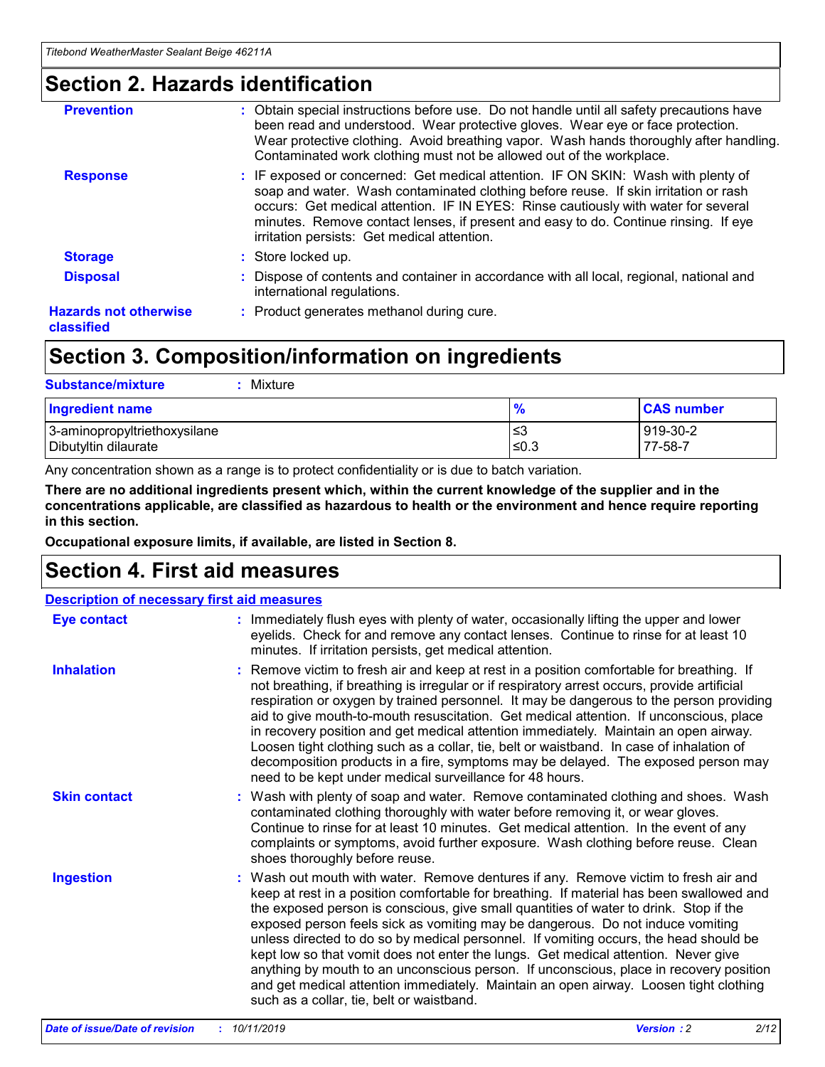## Section 2. Hazards identification

| | |
|---|---|
| **Prevention** | : Obtain special instructions before use. Do not handle until all safety precautions have been read and understood. Wear protective gloves. Wear eye or face protection. Wear protective clothing. Avoid breathing vapor. Wash hands thoroughly after handling. Contaminated work clothing must not be allowed out of the workplace. |
| **Response** | : IF exposed or concerned: Get medical attention. IF ON SKIN: Wash with plenty of soap and water. Wash contaminated clothing before reuse. If skin irritation or rash occurs: Get medical attention. IF IN EYES: Rinse cautiously with water for several minutes. Remove contact lenses, if present and easy to do. Continue rinsing. If eye irritation persists: Get medical attention. |
| **Storage** | : Store locked up. |
| **Disposal** | : Dispose of contents and container in accordance with all local, regional, national and international regulations. |
| **Hazards not otherwise classified** | : Product generates methanol during cure. |

## Section 3. Composition/information on ingredients

**Substance/mixture** : Mixture

| Ingredient name | % | CAS number |
|---|---|---|
| 3-aminopropyltriethoxysilane | ≤3 | 919-30-2 |
| Dibutyltin dilaurate | ≤0.3 | 77-58-7 |

Any concentration shown as a range is to protect confidentiality or is due to batch variation.

**There are no additional ingredients present which, within the current knowledge of the supplier and in the concentrations applicable, are classified as hazardous to health or the environment and hence require reporting in this section.**

**Occupational exposure limits, if available, are listed in Section 8.**

## Section 4. First aid measures

### Description of necessary first aid measures

| | |
|---|---|
| **Eye contact** | : Immediately flush eyes with plenty of water, occasionally lifting the upper and lower eyelids. Check for and remove any contact lenses. Continue to rinse for at least 10 minutes. If irritation persists, get medical attention. |
| **Inhalation** | : Remove victim to fresh air and keep at rest in a position comfortable for breathing. If not breathing, if breathing is irregular or if respiratory arrest occurs, provide artificial respiration or oxygen by trained personnel. It may be dangerous to the person providing aid to give mouth-to-mouth resuscitation. Get medical attention. If unconscious, place in recovery position and get medical attention immediately. Maintain an open airway. Loosen tight clothing such as a collar, tie, belt or waistband. In case of inhalation of decomposition products in a fire, symptoms may be delayed. The exposed person may need to be kept under medical surveillance for 48 hours. |
| **Skin contact** | : Wash with plenty of soap and water. Remove contaminated clothing and shoes. Wash contaminated clothing thoroughly with water before removing it, or wear gloves. Continue to rinse for at least 10 minutes. Get medical attention. In the event of any complaints or symptoms, avoid further exposure. Wash clothing before reuse. Clean shoes thoroughly before reuse. |
| **Ingestion** | : Wash out mouth with water. Remove dentures if any. Remove victim to fresh air and keep at rest in a position comfortable for breathing. If material has been swallowed and the exposed person is conscious, give small quantities of water to drink. Stop if the exposed person feels sick as vomiting may be dangerous. Do not induce vomiting unless directed to do so by medical personnel. If vomiting occurs, the head should be kept low so that vomit does not enter the lungs. Get medical attention. Never give anything by mouth to an unconscious person. If unconscious, place in recovery position and get medical attention immediately. Maintain an open airway. Loosen tight clothing such as a collar, tie, belt or waistband. |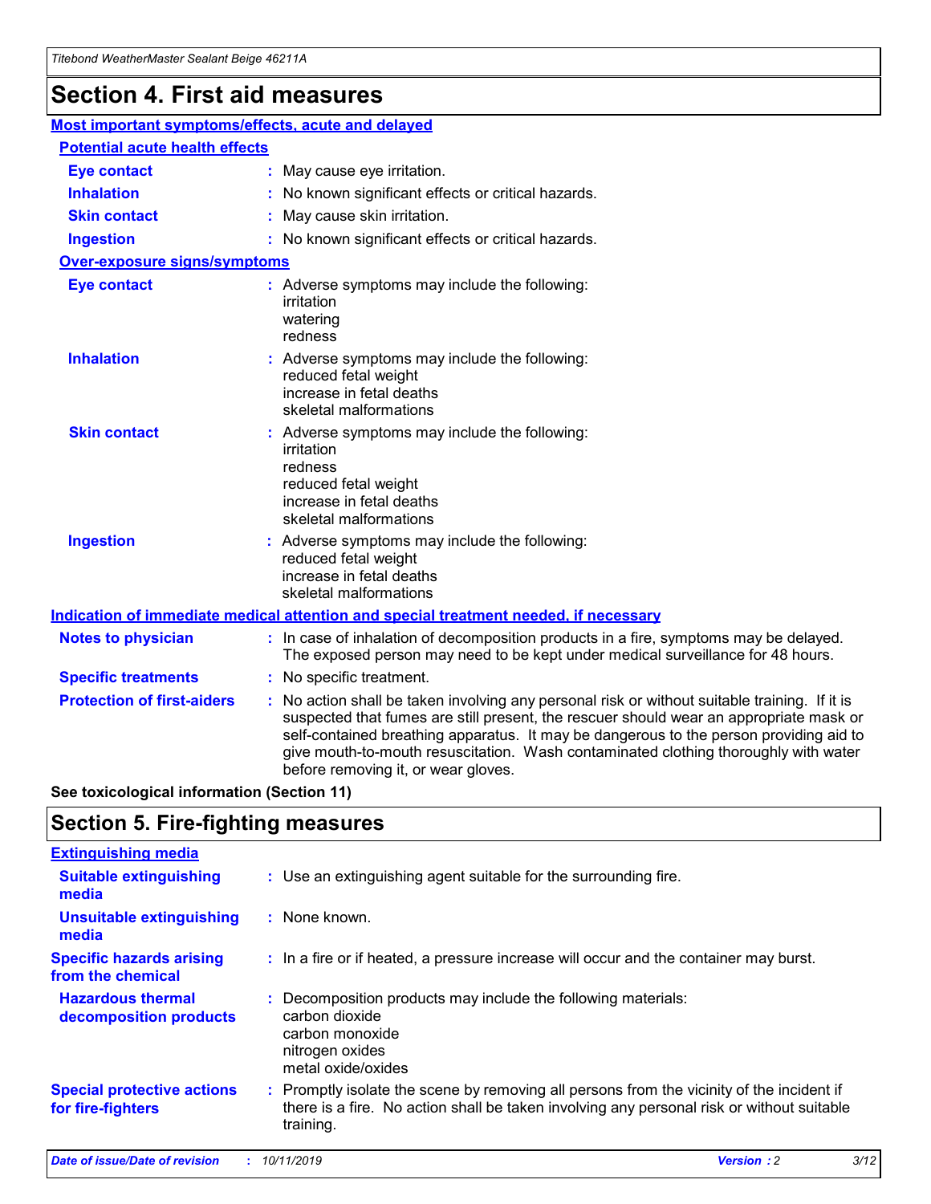# Section 4. First aid measures

## Most important symptoms/effects, acute and delayed

### Potential acute health effects

**Eye contact** : May cause eye irritation.

**Inhalation** : No known significant effects or critical hazards.

**Skin contact** : May cause skin irritation.

**Ingestion** : No known significant effects or critical hazards.

### Over-exposure signs/symptoms

**Eye contact** : Adverse symptoms may include the following:
irritation
watering
redness

**Inhalation** : Adverse symptoms may include the following:
reduced fetal weight
increase in fetal deaths
skeletal malformations

**Skin contact** : Adverse symptoms may include the following:
irritation
redness
reduced fetal weight
increase in fetal deaths
skeletal malformations

**Ingestion** : Adverse symptoms may include the following:
reduced fetal weight
increase in fetal deaths
skeletal malformations

## Indication of immediate medical attention and special treatment needed, if necessary

**Notes to physician** : In case of inhalation of decomposition products in a fire, symptoms may be delayed. The exposed person may need to be kept under medical surveillance for 48 hours.

**Specific treatments** : No specific treatment.

**Protection of first-aiders** : No action shall be taken involving any personal risk or without suitable training. If it is suspected that fumes are still present, the rescuer should wear an appropriate mask or self-contained breathing apparatus. It may be dangerous to the person providing aid to give mouth-to-mouth resuscitation. Wash contaminated clothing thoroughly with water before removing it, or wear gloves.

**See toxicological information (Section 11)**

# Section 5. Fire-fighting measures

## Extinguishing media

**Suitable extinguishing media** : Use an extinguishing agent suitable for the surrounding fire.

**Unsuitable extinguishing media** : None known.

**Specific hazards arising from the chemical** : In a fire or if heated, a pressure increase will occur and the container may burst.

**Hazardous thermal decomposition products** : Decomposition products may include the following materials:
carbon dioxide
carbon monoxide
nitrogen oxides
metal oxide/oxides

**Special protective actions for fire-fighters** : Promptly isolate the scene by removing all persons from the vicinity of the incident if there is a fire. No action shall be taken involving any personal risk or without suitable training.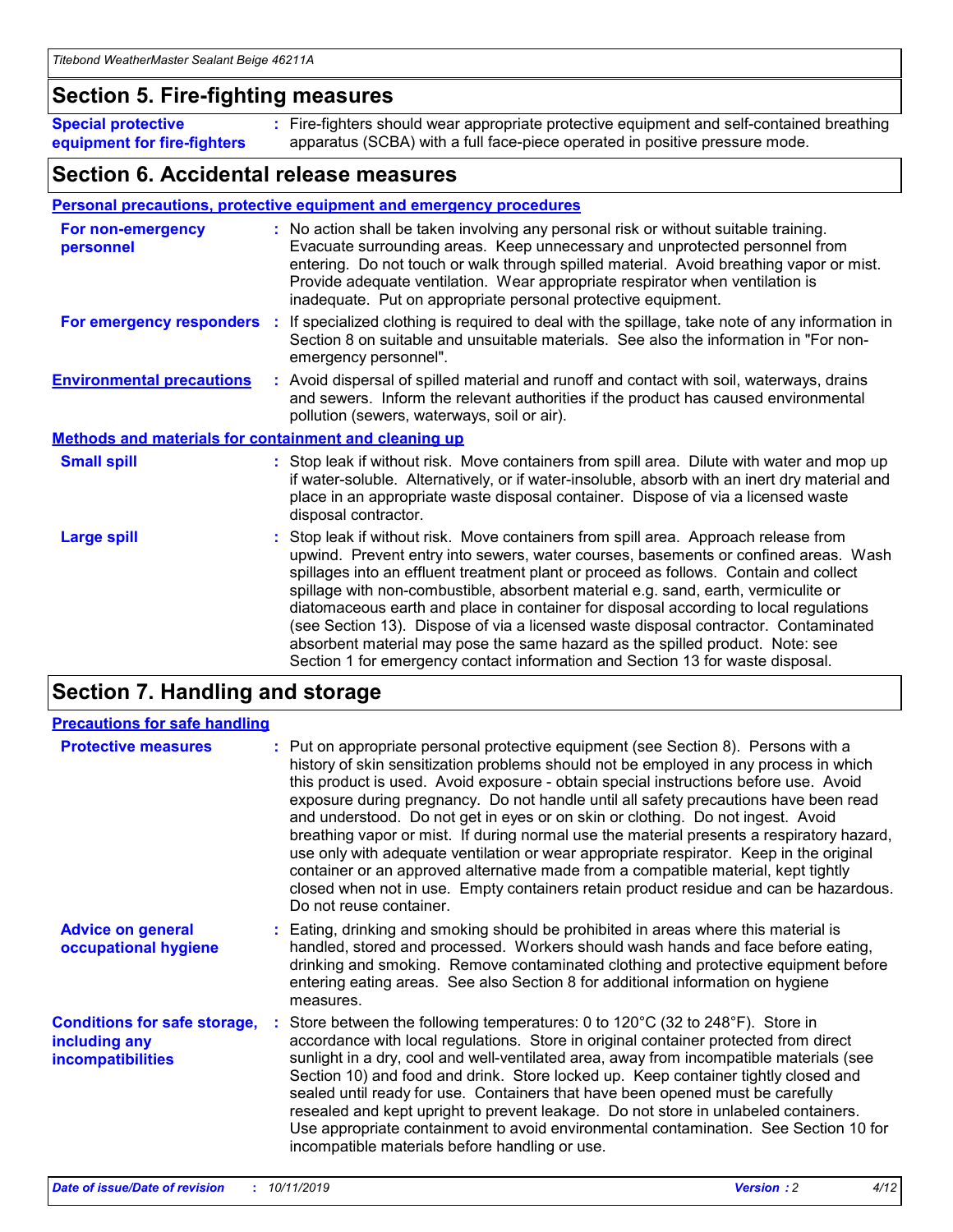## Section 5. Fire-fighting measures

**Special protective equipment for fire-fighters** : Fire-fighters should wear appropriate protective equipment and self-contained breathing apparatus (SCBA) with a full face-piece operated in positive pressure mode.

## Section 6. Accidental release measures

### Personal precautions, protective equipment and emergency procedures

**For non-emergency personnel** : No action shall be taken involving any personal risk or without suitable training. Evacuate surrounding areas. Keep unnecessary and unprotected personnel from entering. Do not touch or walk through spilled material. Avoid breathing vapor or mist. Provide adequate ventilation. Wear appropriate respirator when ventilation is inadequate. Put on appropriate personal protective equipment.

**For emergency responders** : If specialized clothing is required to deal with the spillage, take note of any information in Section 8 on suitable and unsuitable materials. See also the information in "For non-emergency personnel".

**Environmental precautions** : Avoid dispersal of spilled material and runoff and contact with soil, waterways, drains and sewers. Inform the relevant authorities if the product has caused environmental pollution (sewers, waterways, soil or air).

### Methods and materials for containment and cleaning up

**Small spill** : Stop leak if without risk. Move containers from spill area. Dilute with water and mop up if water-soluble. Alternatively, or if water-insoluble, absorb with an inert dry material and place in an appropriate waste disposal container. Dispose of via a licensed waste disposal contractor.

**Large spill** : Stop leak if without risk. Move containers from spill area. Approach release from upwind. Prevent entry into sewers, water courses, basements or confined areas. Wash spillages into an effluent treatment plant or proceed as follows. Contain and collect spillage with non-combustible, absorbent material e.g. sand, earth, vermiculite or diatomaceous earth and place in container for disposal according to local regulations (see Section 13). Dispose of via a licensed waste disposal contractor. Contaminated absorbent material may pose the same hazard as the spilled product. Note: see Section 1 for emergency contact information and Section 13 for waste disposal.

## Section 7. Handling and storage

### Precautions for safe handling

**Protective measures** : Put on appropriate personal protective equipment (see Section 8). Persons with a history of skin sensitization problems should not be employed in any process in which this product is used. Avoid exposure - obtain special instructions before use. Avoid exposure during pregnancy. Do not handle until all safety precautions have been read and understood. Do not get in eyes or on skin or clothing. Do not ingest. Avoid breathing vapor or mist. If during normal use the material presents a respiratory hazard, use only with adequate ventilation or wear appropriate respirator. Keep in the original container or an approved alternative made from a compatible material, kept tightly closed when not in use. Empty containers retain product residue and can be hazardous. Do not reuse container.

**Advice on general occupational hygiene** : Eating, drinking and smoking should be prohibited in areas where this material is handled, stored and processed. Workers should wash hands and face before eating, drinking and smoking. Remove contaminated clothing and protective equipment before entering eating areas. See also Section 8 for additional information on hygiene measures.

**Conditions for safe storage, including any incompatibilities** : Store between the following temperatures: 0 to 120°C (32 to 248°F). Store in accordance with local regulations. Store in original container protected from direct sunlight in a dry, cool and well-ventilated area, away from incompatible materials (see Section 10) and food and drink. Store locked up. Keep container tightly closed and sealed until ready for use. Containers that have been opened must be carefully resealed and kept upright to prevent leakage. Do not store in unlabeled containers. Use appropriate containment to avoid environmental contamination. See Section 10 for incompatible materials before handling or use.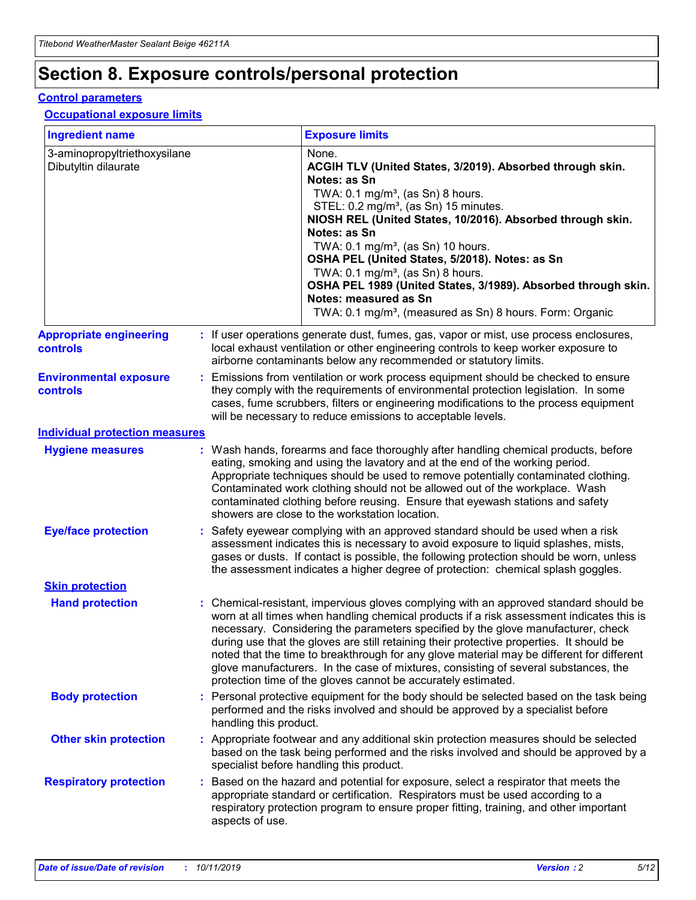# Section 8. Exposure controls/personal protection

## Control parameters

### Occupational exposure limits

| Ingredient name | Exposure limits |
|---|---|
| 3-aminopropyltriethoxysilane<br>Dibutyltin dilaurate | None.<br>**ACGIH TLV (United States, 3/2019). Absorbed through skin. Notes: as Sn**<br>TWA: 0.1 mg/m³, (as Sn) 8 hours.<br>STEL: 0.2 mg/m³, (as Sn) 15 minutes.<br>**NIOSH REL (United States, 10/2016). Absorbed through skin. Notes: as Sn**<br>TWA: 0.1 mg/m³, (as Sn) 10 hours.<br>**OSHA PEL (United States, 5/2018). Notes: as Sn**<br>TWA: 0.1 mg/m³, (as Sn) 8 hours.<br>**OSHA PEL 1989 (United States, 3/1989). Absorbed through skin. Notes: measured as Sn**<br>TWA: 0.1 mg/m³, (measured as Sn) 8 hours. Form: Organic |

**Appropriate engineering controls** : If user operations generate dust, fumes, gas, vapor or mist, use process enclosures, local exhaust ventilation or other engineering controls to keep worker exposure to airborne contaminants below any recommended or statutory limits.

**Environmental exposure controls** : Emissions from ventilation or work process equipment should be checked to ensure they comply with the requirements of environmental protection legislation. In some cases, fume scrubbers, filters or engineering modifications to the process equipment will be necessary to reduce emissions to acceptable levels.

## Individual protection measures

**Hygiene measures** : Wash hands, forearms and face thoroughly after handling chemical products, before eating, smoking and using the lavatory and at the end of the working period. Appropriate techniques should be used to remove potentially contaminated clothing. Contaminated work clothing should not be allowed out of the workplace. Wash contaminated clothing before reusing. Ensure that eyewash stations and safety showers are close to the workstation location.

**Eye/face protection** : Safety eyewear complying with an approved standard should be used when a risk assessment indicates this is necessary to avoid exposure to liquid splashes, mists, gases or dusts. If contact is possible, the following protection should be worn, unless the assessment indicates a higher degree of protection: chemical splash goggles.

### Skin protection

**Hand protection** : Chemical-resistant, impervious gloves complying with an approved standard should be worn at all times when handling chemical products if a risk assessment indicates this is necessary. Considering the parameters specified by the glove manufacturer, check during use that the gloves are still retaining their protective properties. It should be noted that the time to breakthrough for any glove material may be different for different glove manufacturers. In the case of mixtures, consisting of several substances, the protection time of the gloves cannot be accurately estimated.

**Body protection** : Personal protective equipment for the body should be selected based on the task being performed and the risks involved and should be approved by a specialist before handling this product.

**Other skin protection** : Appropriate footwear and any additional skin protection measures should be selected based on the task being performed and the risks involved and should be approved by a specialist before handling this product.

**Respiratory protection** : Based on the hazard and potential for exposure, select a respirator that meets the appropriate standard or certification. Respirators must be used according to a respiratory protection program to ensure proper fitting, training, and other important aspects of use.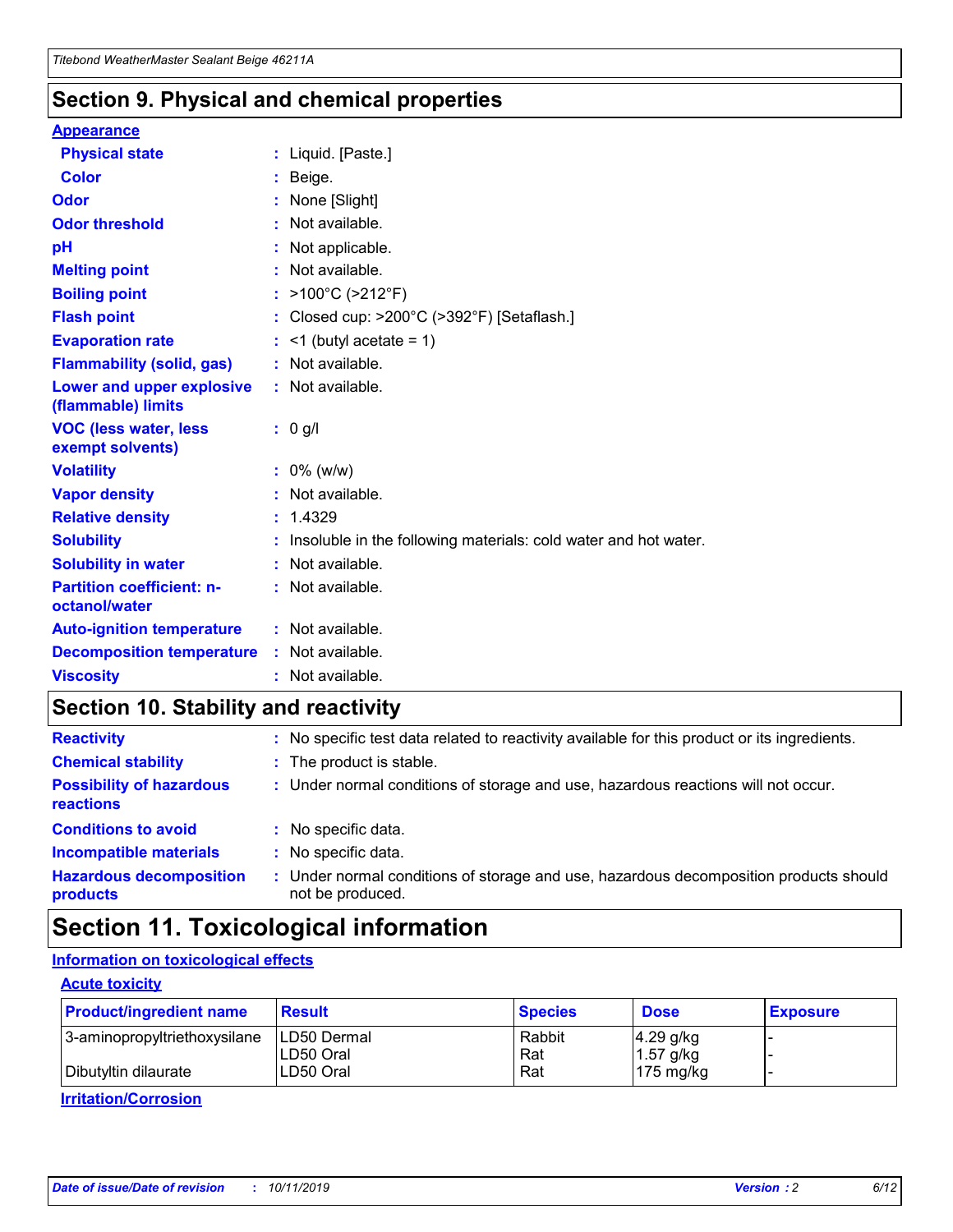## Section 9. Physical and chemical properties

**Appearance**

| | |
|---|---|
| **Physical state** | : Liquid. [Paste.] |
| **Color** | : Beige. |
| **Odor** | : None [Slight] |
| **Odor threshold** | : Not available. |
| **pH** | : Not applicable. |
| **Melting point** | : Not available. |
| **Boiling point** | : >100°C (>212°F) |
| **Flash point** | : Closed cup: >200°C (>392°F) [Setaflash.] |
| **Evaporation rate** | : <1 (butyl acetate = 1) |
| **Flammability (solid, gas)** | : Not available. |
| **Lower and upper explosive (flammable) limits** | : Not available. |
| **VOC (less water, less exempt solvents)** | : 0 g/l |
| **Volatility** | : 0% (w/w) |
| **Vapor density** | : Not available. |
| **Relative density** | : 1.4329 |
| **Solubility** | : Insoluble in the following materials: cold water and hot water. |
| **Solubility in water** | : Not available. |
| **Partition coefficient: n-octanol/water** | : Not available. |
| **Auto-ignition temperature** | : Not available. |
| **Decomposition temperature** | : Not available. |
| **Viscosity** | : Not available. |

## Section 10. Stability and reactivity

| | |
|---|---|
| **Reactivity** | : No specific test data related to reactivity available for this product or its ingredients. |
| **Chemical stability** | : The product is stable. |
| **Possibility of hazardous reactions** | : Under normal conditions of storage and use, hazardous reactions will not occur. |
| **Conditions to avoid** | : No specific data. |
| **Incompatible materials** | : No specific data. |
| **Hazardous decomposition products** | : Under normal conditions of storage and use, hazardous decomposition products should not be produced. |

## Section 11. Toxicological information

**Information on toxicological effects**

**Acute toxicity**

| Product/ingredient name | Result | Species | Dose | Exposure |
|---|---|---|---|---|
| 3-aminopropyltriethoxysilane | LD50 Dermal | Rabbit | 4.29 g/kg | - |
| | LD50 Oral | Rat | 1.57 g/kg | - |
| Dibutyltin dilaurate | LD50 Oral | Rat | 175 mg/kg | - |

**Irritation/Corrosion**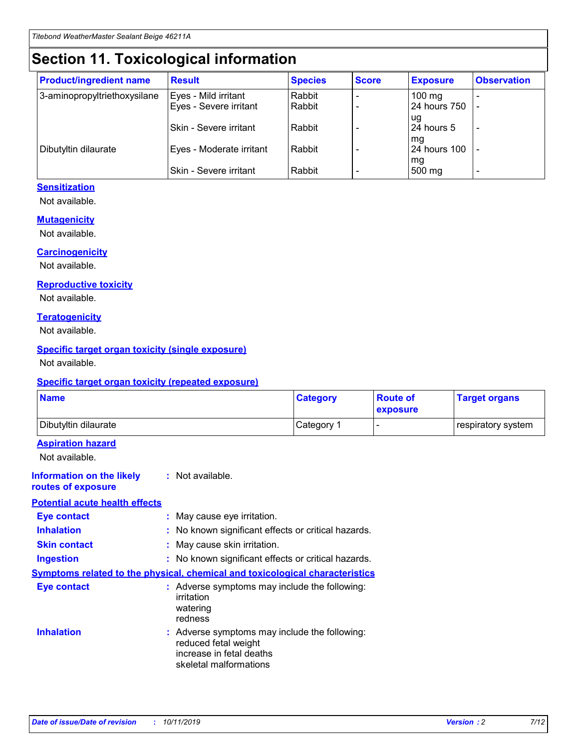# Section 11. Toxicological information

| Product/ingredient name | Result | Species | Score | Exposure | Observation |
|---|---|---|---|---|---|
| 3-aminopropyltriethoxysilane | Eyes - Mild irritant | Rabbit | - | 100 mg | - |
| | Eyes - Severe irritant | Rabbit | - | 24 hours 750 ug | - |
| | Skin - Severe irritant | Rabbit | - | 24 hours 5 mg | - |
| Dibutyltin dilaurate | Eyes - Moderate irritant | Rabbit | - | 24 hours 100 mg | - |
| | Skin - Severe irritant | Rabbit | - | 500 mg | - |

### Sensitization

Not available.

### Mutagenicity

Not available.

### Carcinogenicity

Not available.

### Reproductive toxicity

Not available.

### Teratogenicity

Not available.

### Specific target organ toxicity (single exposure)

Not available.

### Specific target organ toxicity (repeated exposure)

| Name | Category | Route of exposure | Target organs |
|---|---|---|---|
| Dibutyltin dilaurate | Category 1 | - | respiratory system |

### Aspiration hazard

Not available.

**Information on the likely routes of exposure** : Not available.

### Potential acute health effects

**Eye contact** : May cause eye irritation.

**Inhalation** : No known significant effects or critical hazards.

**Skin contact** : May cause skin irritation.

**Ingestion** : No known significant effects or critical hazards.

### Symptoms related to the physical, chemical and toxicological characteristics

**Eye contact** : Adverse symptoms may include the following:
irritation
watering
redness

**Inhalation** : Adverse symptoms may include the following:
reduced fetal weight
increase in fetal deaths
skeletal malformations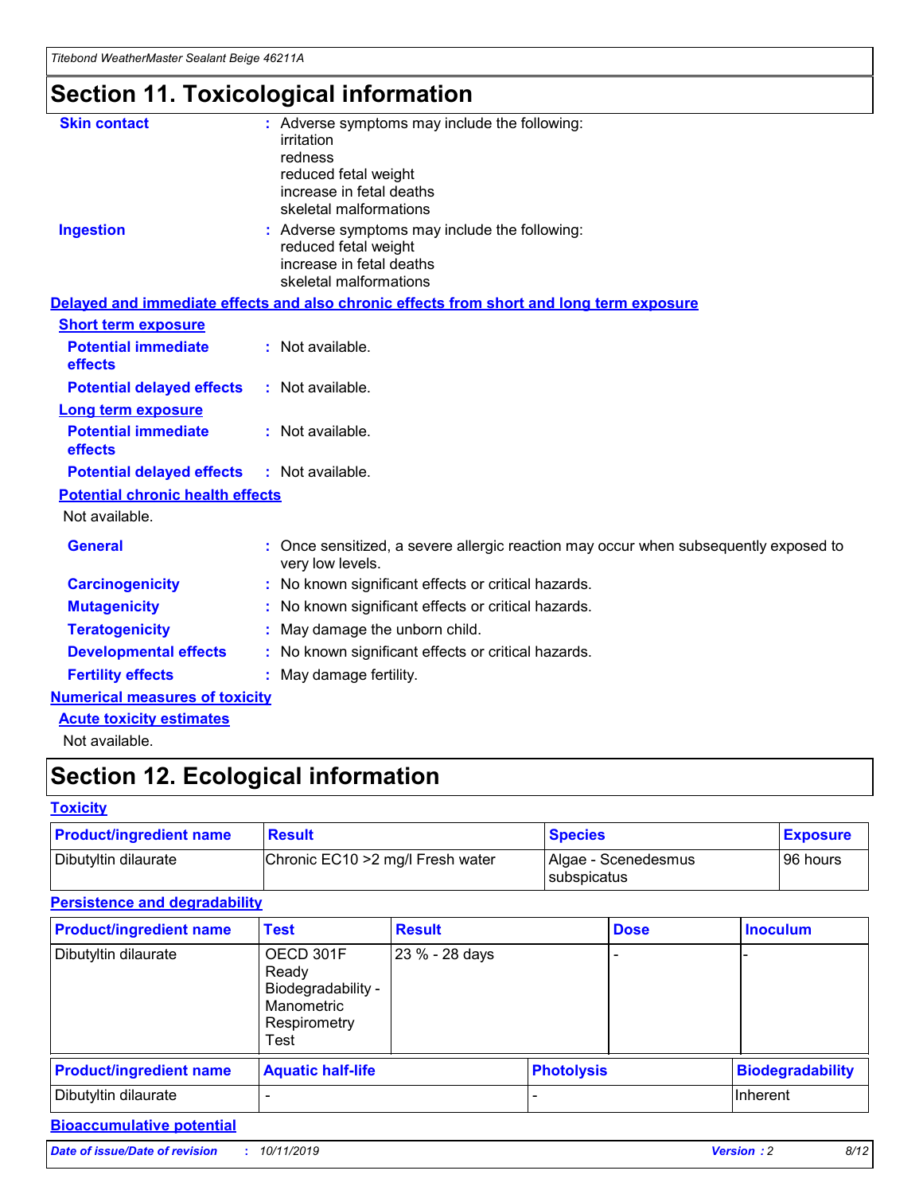# Section 11. Toxicological information

**Skin contact** : Adverse symptoms may include the following:
irritation
redness
reduced fetal weight
increase in fetal deaths
skeletal malformations

**Ingestion** : Adverse symptoms may include the following:
reduced fetal weight
increase in fetal deaths
skeletal malformations

## Delayed and immediate effects and also chronic effects from short and long term exposure

### Short term exposure

**Potential immediate effects** : Not available.

**Potential delayed effects** : Not available.

### Long term exposure

**Potential immediate effects** : Not available.

**Potential delayed effects** : Not available.

### Potential chronic health effects

Not available.

**General** : Once sensitized, a severe allergic reaction may occur when subsequently exposed to very low levels.

**Carcinogenicity** : No known significant effects or critical hazards.

**Mutagenicity** : No known significant effects or critical hazards.

**Teratogenicity** : May damage the unborn child.

**Developmental effects** : No known significant effects or critical hazards.

**Fertility effects** : May damage fertility.

## Numerical measures of toxicity

### Acute toxicity estimates

Not available.

# Section 12. Ecological information

## Toxicity

| Product/ingredient name | Result | Species | Exposure |
|---|---|---|---|
| Dibutyltin dilaurate | Chronic EC10 >2 mg/l Fresh water | Algae - Scenedesmus subspicatus | 96 hours |

## Persistence and degradability

| Product/ingredient name | Test | Result | Dose | Inoculum |
|---|---|---|---|---|
| Dibutyltin dilaurate | OECD 301F Ready Biodegradability - Manometric Respirometry Test | 23 % - 28 days | - | - |

| Product/ingredient name | Aquatic half-life | Photolysis | Biodegradability |
|---|---|---|---|
| Dibutyltin dilaurate | - | - | Inherent |

## Bioaccumulative potential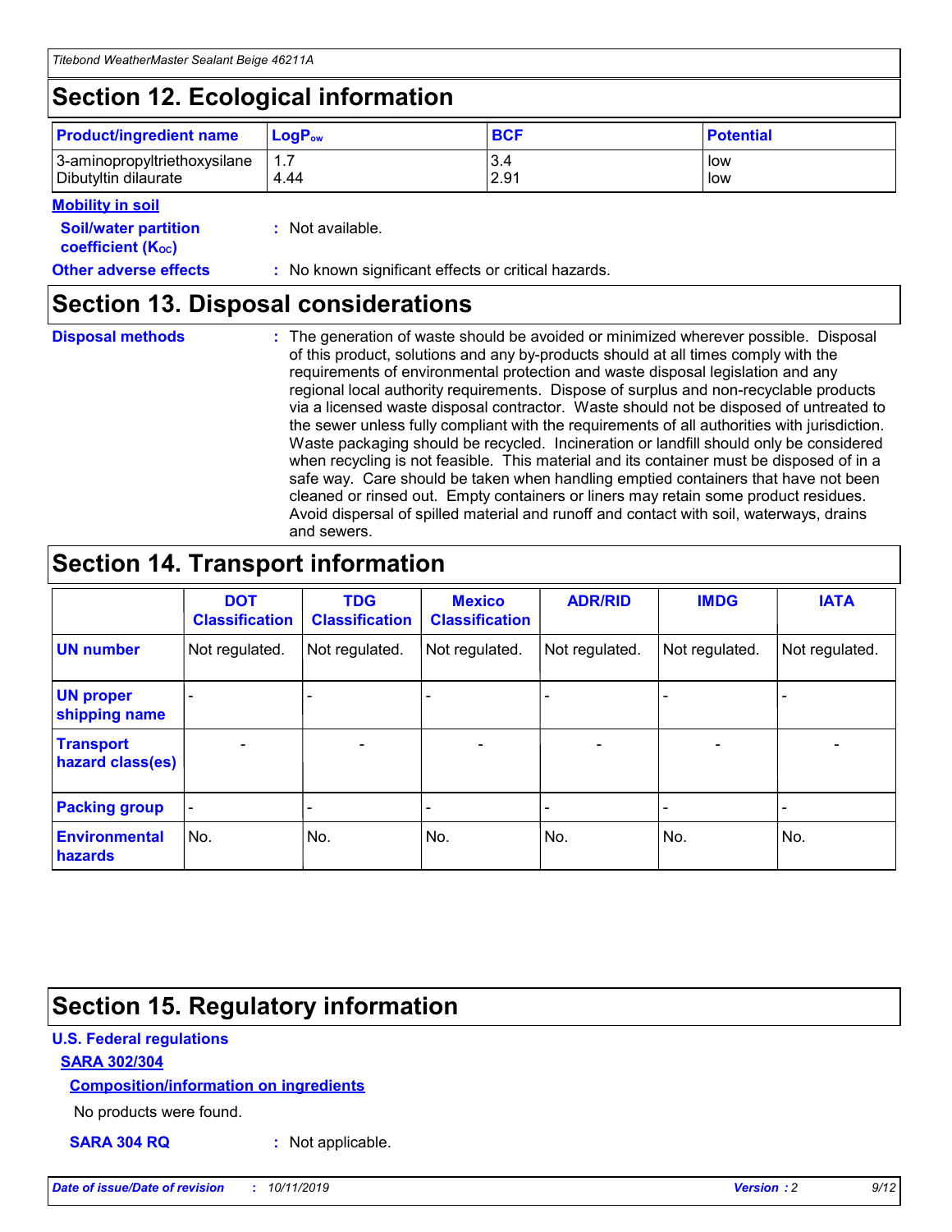# Section 12. Ecological information

| Product/ingredient name | $LogP_{ow}$ | BCF | Potential |
|---|---|---|---|
| 3-aminopropyltriethoxysilane | 1.7 | 3.4 | low |
| Dibutyltin dilaurate | 4.44 | 2.91 | low |

**Mobility in soil**

**Soil/water partition coefficient ($K_{OC}$)** : Not available.

**Other adverse effects** : No known significant effects or critical hazards.

# Section 13. Disposal considerations

**Disposal methods** : The generation of waste should be avoided or minimized wherever possible. Disposal of this product, solutions and any by-products should at all times comply with the requirements of environmental protection and waste disposal legislation and any regional local authority requirements. Dispose of surplus and non-recyclable products via a licensed waste disposal contractor. Waste should not be disposed of untreated to the sewer unless fully compliant with the requirements of all authorities with jurisdiction. Waste packaging should be recycled. Incineration or landfill should only be considered when recycling is not feasible. This material and its container must be disposed of in a safe way. Care should be taken when handling emptied containers that have not been cleaned or rinsed out. Empty containers or liners may retain some product residues. Avoid dispersal of spilled material and runoff and contact with soil, waterways, drains and sewers.

# Section 14. Transport information

| | DOT Classification | TDG Classification | Mexico Classification | ADR/RID | IMDG | IATA |
|---|---|---|---|---|---|---|
| UN number | Not regulated. | Not regulated. | Not regulated. | Not regulated. | Not regulated. | Not regulated. |
| UN proper shipping name | - | - | - | - | - | - |
| Transport hazard class(es) | - | - | - | - | - | - |
| Packing group | - | - | - | - | - | - |
| Environmental hazards | No. | No. | No. | No. | No. | No. |

# Section 15. Regulatory information

**U.S. Federal regulations**

**SARA 302/304**

**Composition/information on ingredients**

No products were found.

**SARA 304 RQ** : Not applicable.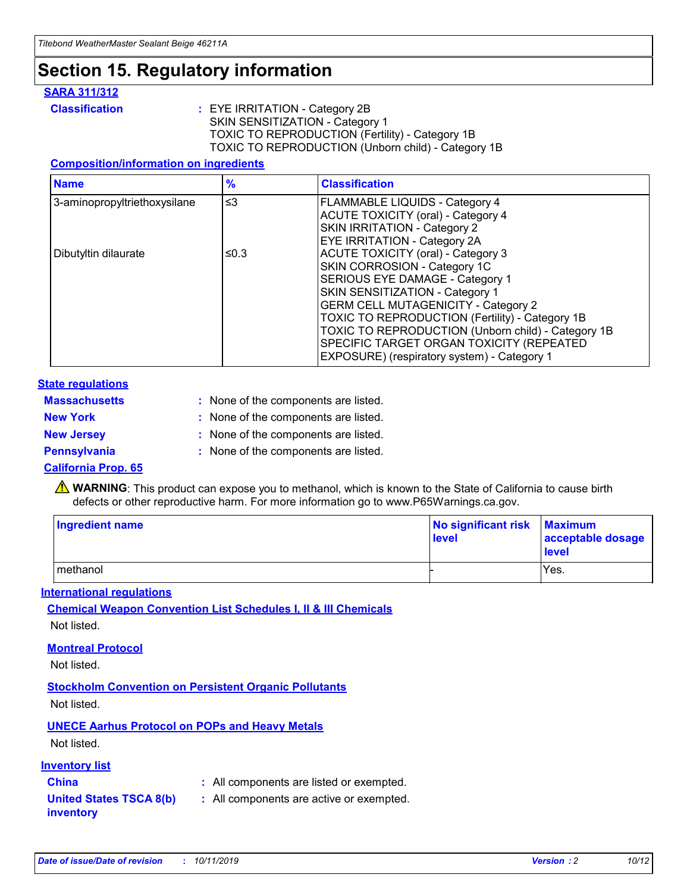# Section 15. Regulatory information

## SARA 311/312

**Classification** : EYE IRRITATION - Category 2B
SKIN SENSITIZATION - Category 1
TOXIC TO REPRODUCTION (Fertility) - Category 1B
TOXIC TO REPRODUCTION (Unborn child) - Category 1B

### Composition/information on ingredients

| Name | % | Classification |
| --- | --- | --- |
| 3-aminopropyltriethoxysilane | ≤3 | FLAMMABLE LIQUIDS - Category 4<br>ACUTE TOXICITY (oral) - Category 4<br>SKIN IRRITATION - Category 2<br>EYE IRRITATION - Category 2A |
| Dibutyltin dilaurate | ≤0.3 | ACUTE TOXICITY (oral) - Category 3<br>SKIN CORROSION - Category 1C<br>SERIOUS EYE DAMAGE - Category 1<br>SKIN SENSITIZATION - Category 1<br>GERM CELL MUTAGENICITY - Category 2<br>TOXIC TO REPRODUCTION (Fertility) - Category 1B<br>TOXIC TO REPRODUCTION (Unborn child) - Category 1B<br>SPECIFIC TARGET ORGAN TOXICITY (REPEATED EXPOSURE) (respiratory system) - Category 1 |

## State regulations

**Massachusetts** : None of the components are listed.

**New York** : None of the components are listed.

**New Jersey** : None of the components are listed.

**Pennsylvania** : None of the components are listed.

### California Prop. 65

⚠ **WARNING**: This product can expose you to methanol, which is known to the State of California to cause birth defects or other reproductive harm. For more information go to www.P65Warnings.ca.gov.

| Ingredient name | No significant risk level | Maximum acceptable dosage level |
| --- | --- | --- |
| methanol | - | Yes. |

## International regulations

### Chemical Weapon Convention List Schedules I, II & III Chemicals

Not listed.

### Montreal Protocol

Not listed.

### Stockholm Convention on Persistent Organic Pollutants

Not listed.

### UNECE Aarhus Protocol on POPs and Heavy Metals

Not listed.

## Inventory list

**China** : All components are listed or exempted.

**United States TSCA 8(b) inventory** : All components are active or exempted.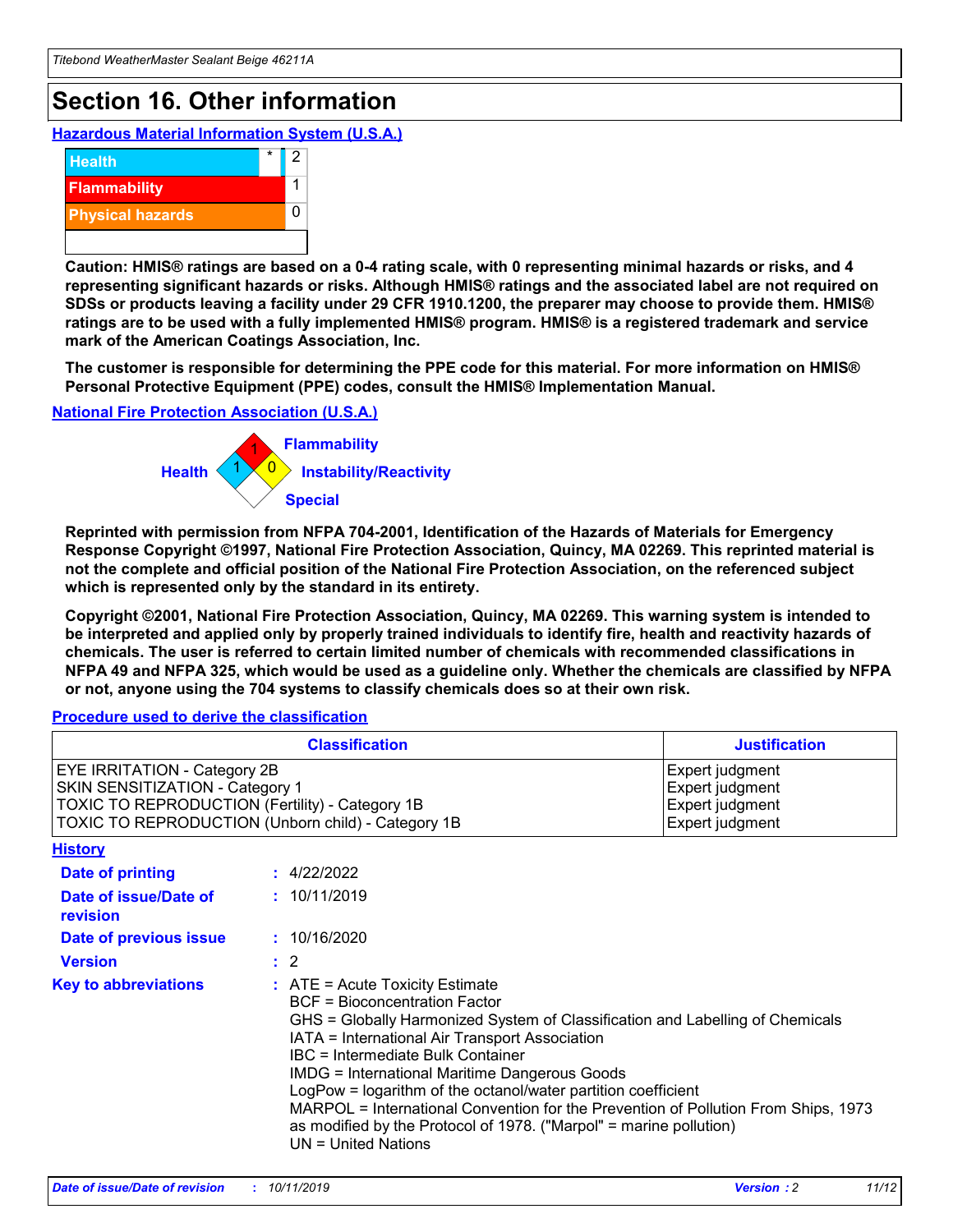# Section 16. Other information

## Hazardous Material Information System (U.S.A.)

| | | |
|---|---|---|
| Health | * | 2 |
| Flammability | | 1 |
| Physical hazards | | 0 |

**Caution: HMIS® ratings are based on a 0-4 rating scale, with 0 representing minimal hazards or risks, and 4 representing significant hazards or risks. Although HMIS® ratings and the associated label are not required on SDSs or products leaving a facility under 29 CFR 1910.1200, the preparer may choose to provide them. HMIS® ratings are to be used with a fully implemented HMIS® program. HMIS® is a registered trademark and service mark of the American Coatings Association, Inc.**

**The customer is responsible for determining the PPE code for this material. For more information on HMIS® Personal Protective Equipment (PPE) codes, consult the HMIS® Implementation Manual.**

## National Fire Protection Association (U.S.A.)

Flammability: 1
Health: 1
Instability/Reactivity: 0
Special:

**Reprinted with permission from NFPA 704-2001, Identification of the Hazards of Materials for Emergency Response Copyright ©1997, National Fire Protection Association, Quincy, MA 02269. This reprinted material is not the complete and official position of the National Fire Protection Association, on the referenced subject which is represented only by the standard in its entirety.**

**Copyright ©2001, National Fire Protection Association, Quincy, MA 02269. This warning system is intended to be interpreted and applied only by properly trained individuals to identify fire, health and reactivity hazards of chemicals. The user is referred to certain limited number of chemicals with recommended classifications in NFPA 49 and NFPA 325, which would be used as a guideline only. Whether the chemicals are classified by NFPA or not, anyone using the 704 systems to classify chemicals does so at their own risk.**

## Procedure used to derive the classification

| Classification | Justification |
|---|---|
| EYE IRRITATION - Category 2B | Expert judgment |
| SKIN SENSITIZATION - Category 1 | Expert judgment |
| TOXIC TO REPRODUCTION (Fertility) - Category 1B | Expert judgment |
| TOXIC TO REPRODUCTION (Unborn child) - Category 1B | Expert judgment |

## History

**Date of printing** : 4/22/2022

**Date of issue/Date of revision** : 10/11/2019

**Date of previous issue** : 10/16/2020

**Version** : 2

**Key to abbreviations** : ATE = Acute Toxicity Estimate
BCF = Bioconcentration Factor
GHS = Globally Harmonized System of Classification and Labelling of Chemicals
IATA = International Air Transport Association
IBC = Intermediate Bulk Container
IMDG = International Maritime Dangerous Goods
LogPow = logarithm of the octanol/water partition coefficient
MARPOL = International Convention for the Prevention of Pollution From Ships, 1973 as modified by the Protocol of 1978. ("Marpol" = marine pollution)
UN = United Nations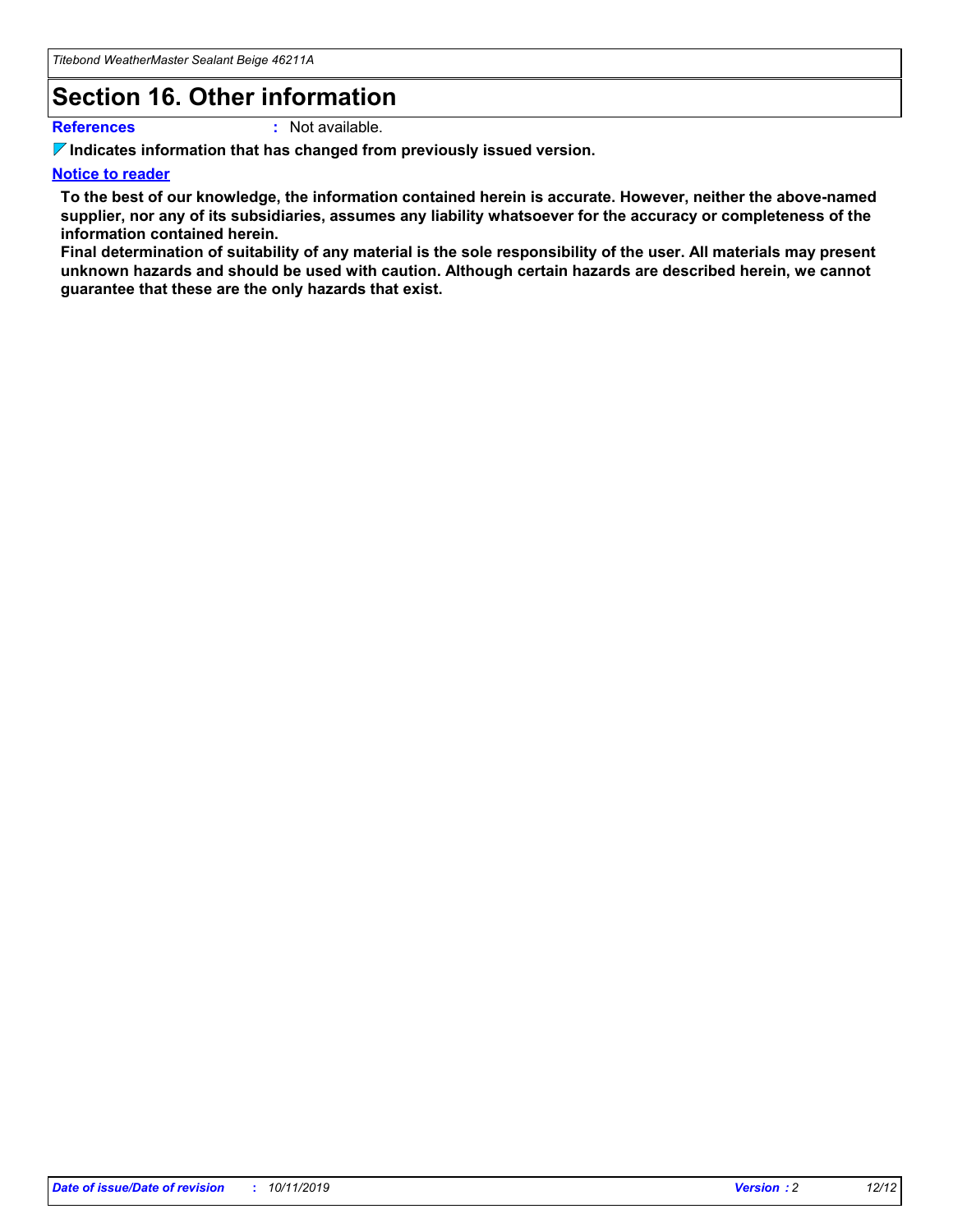# Section 16. Other information

**References** : Not available.

**Indicates information that has changed from previously issued version.**

**Notice to reader**

**To the best of our knowledge, the information contained herein is accurate. However, neither the above-named supplier, nor any of its subsidiaries, assumes any liability whatsoever for the accuracy or completeness of the information contained herein.**

**Final determination of suitability of any material is the sole responsibility of the user. All materials may present unknown hazards and should be used with caution. Although certain hazards are described herein, we cannot guarantee that these are the only hazards that exist.**